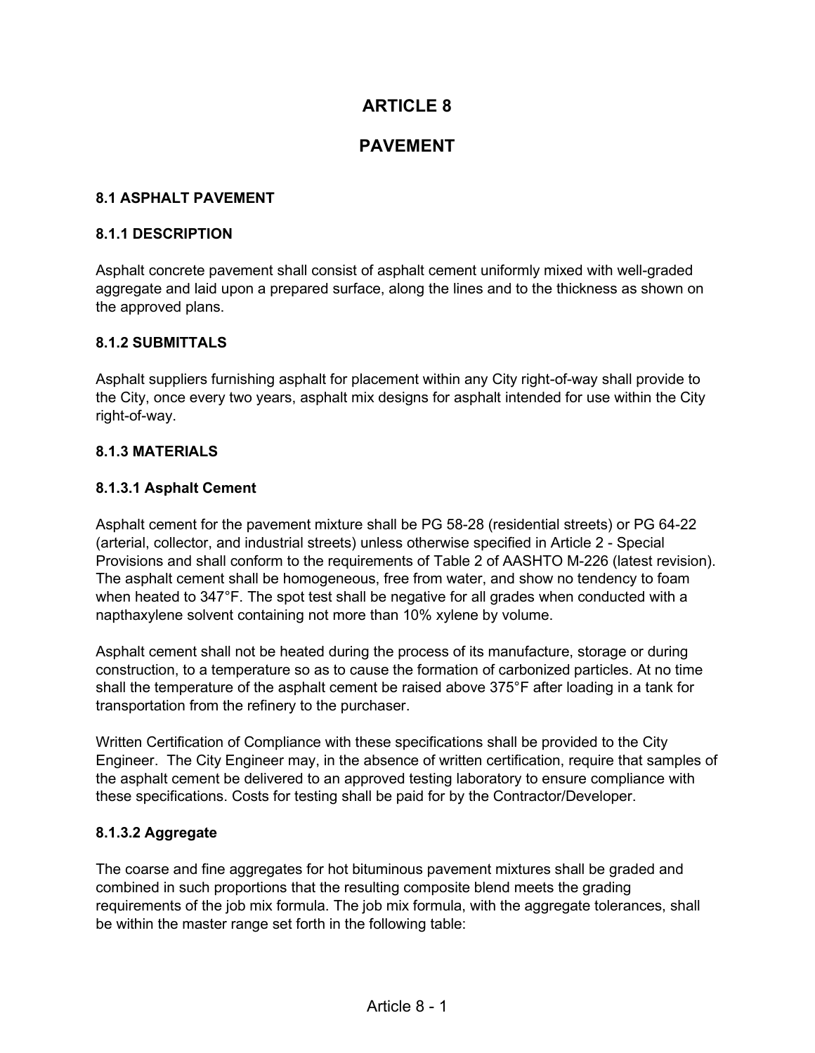# ARTICLE 8

# PAVEMENT

## 8.1 ASPHALT PAVEMENT

### 8.1.1 DESCRIPTION

Asphalt concrete pavement shall consist of asphalt cement uniformly mixed with well-graded aggregate and laid upon a prepared surface, along the lines and to the thickness as shown on the approved plans.

### 8.1.2 SUBMITTALS

Asphalt suppliers furnishing asphalt for placement within any City right-of-way shall provide to the City, once every two years, asphalt mix designs for asphalt intended for use within the City right-of-way.

### 8.1.3 MATERIALS

#### 8.1.3.1 Asphalt Cement

Asphalt cement for the pavement mixture shall be PG 58-28 (residential streets) or PG 64-22 (arterial, collector, and industrial streets) unless otherwise specified in Article 2 - Special Provisions and shall conform to the requirements of Table 2 of AASHTO M-226 (latest revision). The asphalt cement shall be homogeneous, free from water, and show no tendency to foam when heated to 347°F. The spot test shall be negative for all grades when conducted with a napthaxylene solvent containing not more than 10% xylene by volume.

Asphalt cement shall not be heated during the process of its manufacture, storage or during construction, to a temperature so as to cause the formation of carbonized particles. At no time shall the temperature of the asphalt cement be raised above 375°F after loading in a tank for transportation from the refinery to the purchaser.

Written Certification of Compliance with these specifications shall be provided to the City Engineer. The City Engineer may, in the absence of written certification, require that samples of the asphalt cement be delivered to an approved testing laboratory to ensure compliance with these specifications. Costs for testing shall be paid for by the Contractor/Developer.

#### 8.1.3.2 Aggregate

The coarse and fine aggregates for hot bituminous pavement mixtures shall be graded and combined in such proportions that the resulting composite blend meets the grading requirements of the job mix formula. The job mix formula, with the aggregate tolerances, shall be within the master range set forth in the following table: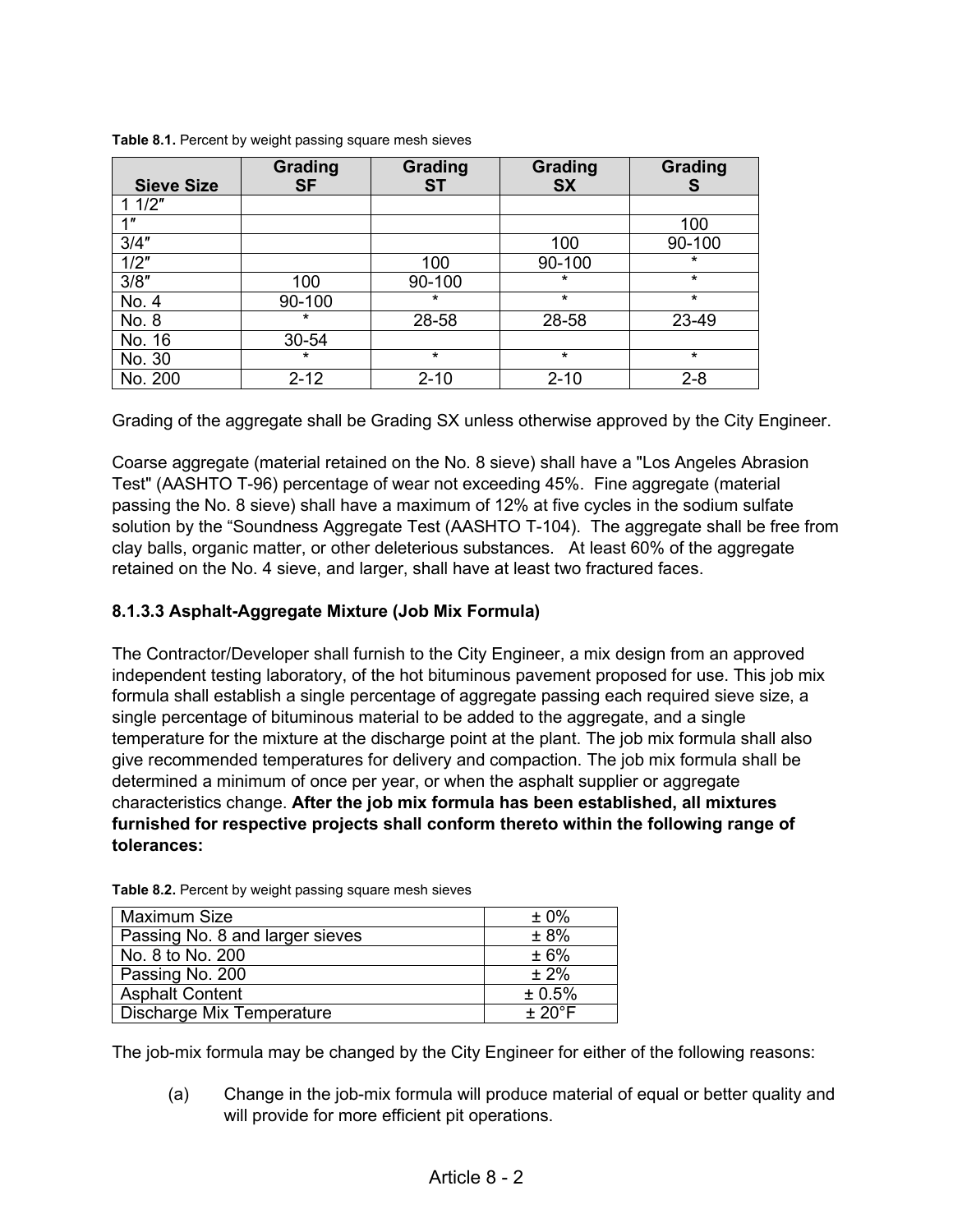**Table 8.1.** Percent by weight passing square mesh sieves

| Sieve Size | Grading SF | Grading ST | Grading SX | Grading S |
|---|---|---|---|---|
| 1 1/2″ | | | | |
| 1″ | | | | 100 |
| 3/4″ | | | 100 | 90-100 |
| 1/2″ | | 100 | 90-100 | * |
| 3/8″ | 100 | 90-100 | * | * |
| No. 4 | 90-100 | * | * | * |
| No. 8 | * | 28-58 | 28-58 | 23-49 |
| No. 16 | 30-54 | | | |
| No. 30 | * | * | * | * |
| No. 200 | 2-12 | 2-10 | 2-10 | 2-8 |

Grading of the aggregate shall be Grading SX unless otherwise approved by the City Engineer.

Coarse aggregate (material retained on the No. 8 sieve) shall have a "Los Angeles Abrasion Test" (AASHTO T-96) percentage of wear not exceeding 45%. Fine aggregate (material passing the No. 8 sieve) shall have a maximum of 12% at five cycles in the sodium sulfate solution by the "Soundness Aggregate Test (AASHTO T-104). The aggregate shall be free from clay balls, organic matter, or other deleterious substances. At least 60% of the aggregate retained on the No. 4 sieve, and larger, shall have at least two fractured faces.

### 8.1.3.3 Asphalt-Aggregate Mixture (Job Mix Formula)

The Contractor/Developer shall furnish to the City Engineer, a mix design from an approved independent testing laboratory, of the hot bituminous pavement proposed for use. This job mix formula shall establish a single percentage of aggregate passing each required sieve size, a single percentage of bituminous material to be added to the aggregate, and a single temperature for the mixture at the discharge point at the plant. The job mix formula shall also give recommended temperatures for delivery and compaction. The job mix formula shall be determined a minimum of once per year, or when the asphalt supplier or aggregate characteristics change. **After the job mix formula has been established, all mixtures furnished for respective projects shall conform thereto within the following range of tolerances:**

**Table 8.2.** Percent by weight passing square mesh sieves

| | |
|---|---|
| Maximum Size | ± 0% |
| Passing No. 8 and larger sieves | ± 8% |
| No. 8 to No. 200 | ± 6% |
| Passing No. 200 | ± 2% |
| Asphalt Content | ± 0.5% |
| Discharge Mix Temperature | ± 20°F |

The job-mix formula may be changed by the City Engineer for either of the following reasons:

(a) Change in the job-mix formula will produce material of equal or better quality and will provide for more efficient pit operations.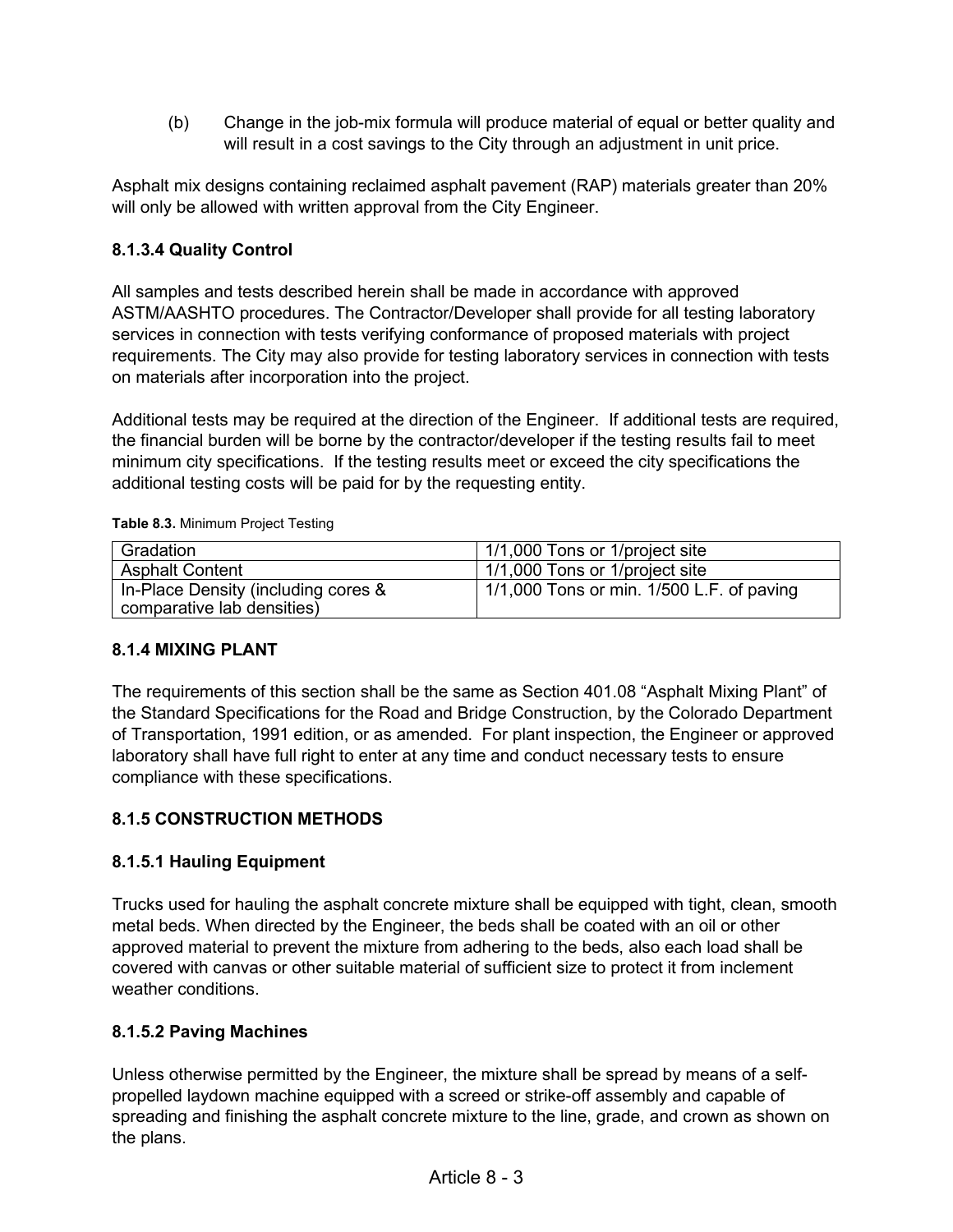(b) Change in the job-mix formula will produce material of equal or better quality and will result in a cost savings to the City through an adjustment in unit price.

Asphalt mix designs containing reclaimed asphalt pavement (RAP) materials greater than 20% will only be allowed with written approval from the City Engineer.

### 8.1.3.4 Quality Control

All samples and tests described herein shall be made in accordance with approved ASTM/AASHTO procedures. The Contractor/Developer shall provide for all testing laboratory services in connection with tests verifying conformance of proposed materials with project requirements. The City may also provide for testing laboratory services in connection with tests on materials after incorporation into the project.

Additional tests may be required at the direction of the Engineer. If additional tests are required, the financial burden will be borne by the contractor/developer if the testing results fail to meet minimum city specifications. If the testing results meet or exceed the city specifications the additional testing costs will be paid for by the requesting entity.

**Table 8.3.** Minimum Project Testing

| | |
|---|---|
| Gradation | 1/1,000 Tons or 1/project site |
| Asphalt Content | 1/1,000 Tons or 1/project site |
| In-Place Density (including cores & comparative lab densities) | 1/1,000 Tons or min. 1/500 L.F. of paving |

## 8.1.4 MIXING PLANT

The requirements of this section shall be the same as Section 401.08 "Asphalt Mixing Plant" of the Standard Specifications for the Road and Bridge Construction, by the Colorado Department of Transportation, 1991 edition, or as amended. For plant inspection, the Engineer or approved laboratory shall have full right to enter at any time and conduct necessary tests to ensure compliance with these specifications.

## 8.1.5 CONSTRUCTION METHODS

### 8.1.5.1 Hauling Equipment

Trucks used for hauling the asphalt concrete mixture shall be equipped with tight, clean, smooth metal beds. When directed by the Engineer, the beds shall be coated with an oil or other approved material to prevent the mixture from adhering to the beds, also each load shall be covered with canvas or other suitable material of sufficient size to protect it from inclement weather conditions.

### 8.1.5.2 Paving Machines

Unless otherwise permitted by the Engineer, the mixture shall be spread by means of a self-propelled laydown machine equipped with a screed or strike-off assembly and capable of spreading and finishing the asphalt concrete mixture to the line, grade, and crown as shown on the plans.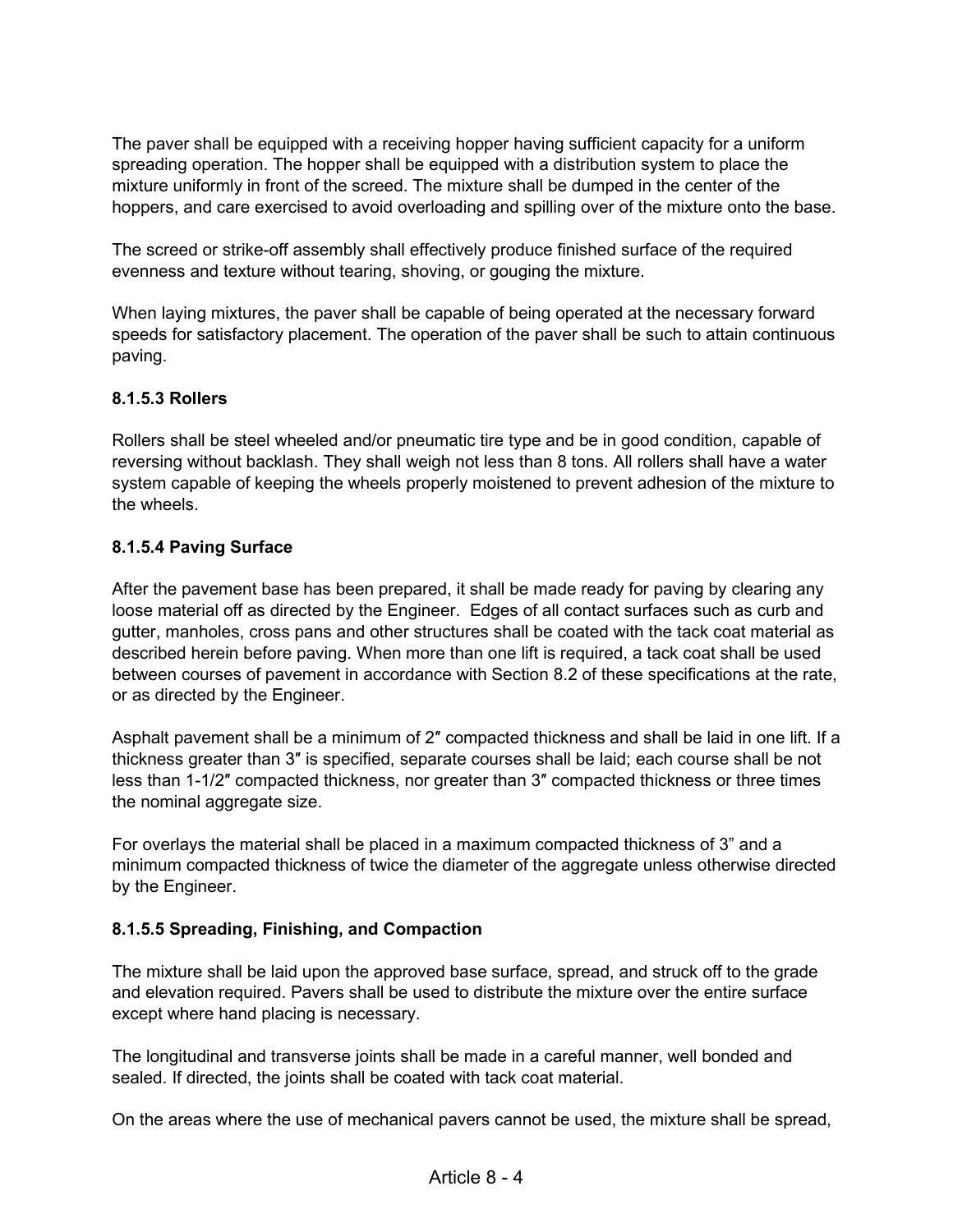The paver shall be equipped with a receiving hopper having sufficient capacity for a uniform spreading operation. The hopper shall be equipped with a distribution system to place the mixture uniformly in front of the screed. The mixture shall be dumped in the center of the hoppers, and care exercised to avoid overloading and spilling over of the mixture onto the base.

The screed or strike-off assembly shall effectively produce finished surface of the required evenness and texture without tearing, shoving, or gouging the mixture.

When laying mixtures, the paver shall be capable of being operated at the necessary forward speeds for satisfactory placement. The operation of the paver shall be such to attain continuous paving.

### 8.1.5.3 Rollers

Rollers shall be steel wheeled and/or pneumatic tire type and be in good condition, capable of reversing without backlash. They shall weigh not less than 8 tons. All rollers shall have a water system capable of keeping the wheels properly moistened to prevent adhesion of the mixture to the wheels.

### 8.1.5.4 Paving Surface

After the pavement base has been prepared, it shall be made ready for paving by clearing any loose material off as directed by the Engineer. Edges of all contact surfaces such as curb and gutter, manholes, cross pans and other structures shall be coated with the tack coat material as described herein before paving. When more than one lift is required, a tack coat shall be used between courses of pavement in accordance with Section 8.2 of these specifications at the rate, or as directed by the Engineer.

Asphalt pavement shall be a minimum of 2″ compacted thickness and shall be laid in one lift. If a thickness greater than 3″ is specified, separate courses shall be laid; each course shall be not less than 1-1/2″ compacted thickness, nor greater than 3″ compacted thickness or three times the nominal aggregate size.

For overlays the material shall be placed in a maximum compacted thickness of 3" and a minimum compacted thickness of twice the diameter of the aggregate unless otherwise directed by the Engineer.

### 8.1.5.5 Spreading, Finishing, and Compaction

The mixture shall be laid upon the approved base surface, spread, and struck off to the grade and elevation required. Pavers shall be used to distribute the mixture over the entire surface except where hand placing is necessary.

The longitudinal and transverse joints shall be made in a careful manner, well bonded and sealed. If directed, the joints shall be coated with tack coat material.

On the areas where the use of mechanical pavers cannot be used, the mixture shall be spread,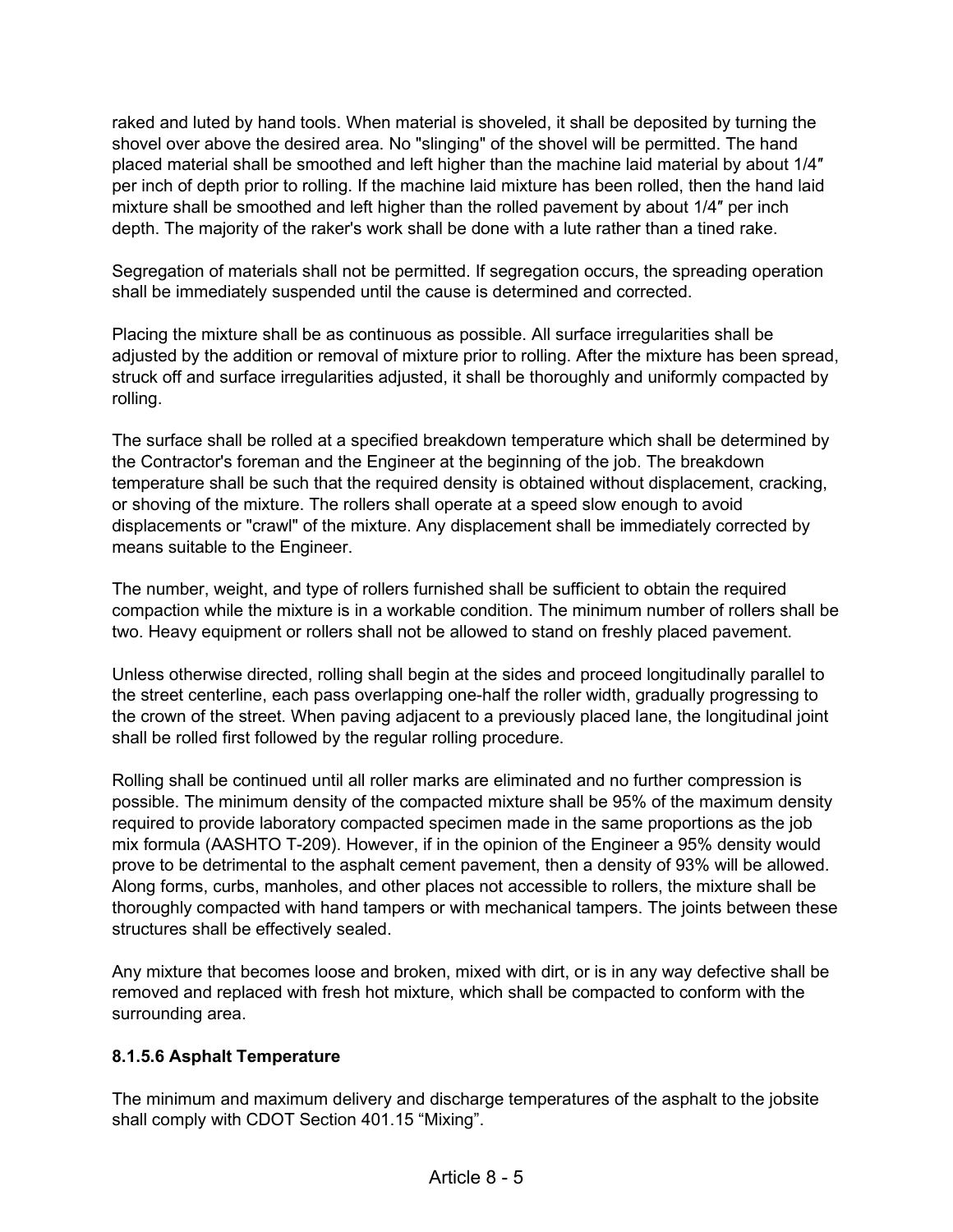raked and luted by hand tools. When material is shoveled, it shall be deposited by turning the shovel over above the desired area. No "slinging" of the shovel will be permitted. The hand placed material shall be smoothed and left higher than the machine laid material by about 1/4″ per inch of depth prior to rolling. If the machine laid mixture has been rolled, then the hand laid mixture shall be smoothed and left higher than the rolled pavement by about 1/4″ per inch depth. The majority of the raker's work shall be done with a lute rather than a tined rake.

Segregation of materials shall not be permitted. If segregation occurs, the spreading operation shall be immediately suspended until the cause is determined and corrected.

Placing the mixture shall be as continuous as possible. All surface irregularities shall be adjusted by the addition or removal of mixture prior to rolling. After the mixture has been spread, struck off and surface irregularities adjusted, it shall be thoroughly and uniformly compacted by rolling.

The surface shall be rolled at a specified breakdown temperature which shall be determined by the Contractor's foreman and the Engineer at the beginning of the job. The breakdown temperature shall be such that the required density is obtained without displacement, cracking, or shoving of the mixture. The rollers shall operate at a speed slow enough to avoid displacements or "crawl" of the mixture. Any displacement shall be immediately corrected by means suitable to the Engineer.

The number, weight, and type of rollers furnished shall be sufficient to obtain the required compaction while the mixture is in a workable condition. The minimum number of rollers shall be two. Heavy equipment or rollers shall not be allowed to stand on freshly placed pavement.

Unless otherwise directed, rolling shall begin at the sides and proceed longitudinally parallel to the street centerline, each pass overlapping one-half the roller width, gradually progressing to the crown of the street. When paving adjacent to a previously placed lane, the longitudinal joint shall be rolled first followed by the regular rolling procedure.

Rolling shall be continued until all roller marks are eliminated and no further compression is possible. The minimum density of the compacted mixture shall be 95% of the maximum density required to provide laboratory compacted specimen made in the same proportions as the job mix formula (AASHTO T-209). However, if in the opinion of the Engineer a 95% density would prove to be detrimental to the asphalt cement pavement, then a density of 93% will be allowed. Along forms, curbs, manholes, and other places not accessible to rollers, the mixture shall be thoroughly compacted with hand tampers or with mechanical tampers. The joints between these structures shall be effectively sealed.

Any mixture that becomes loose and broken, mixed with dirt, or is in any way defective shall be removed and replaced with fresh hot mixture, which shall be compacted to conform with the surrounding area.

#### 8.1.5.6 Asphalt Temperature

The minimum and maximum delivery and discharge temperatures of the asphalt to the jobsite shall comply with CDOT Section 401.15 “Mixing”.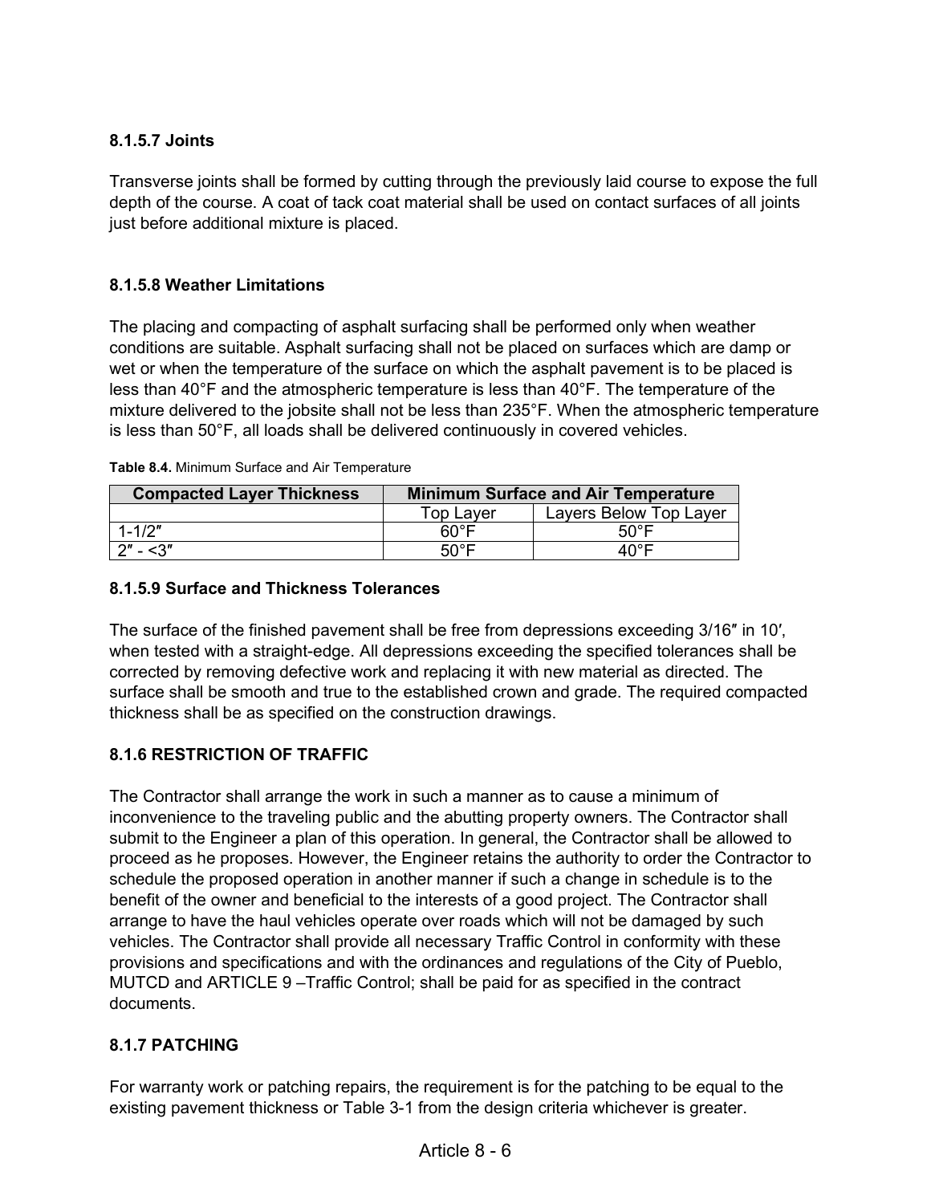#### 8.1.5.7 Joints

Transverse joints shall be formed by cutting through the previously laid course to expose the full depth of the course. A coat of tack coat material shall be used on contact surfaces of all joints just before additional mixture is placed.

#### 8.1.5.8 Weather Limitations

The placing and compacting of asphalt surfacing shall be performed only when weather conditions are suitable. Asphalt surfacing shall not be placed on surfaces which are damp or wet or when the temperature of the surface on which the asphalt pavement is to be placed is less than 40°F and the atmospheric temperature is less than 40°F. The temperature of the mixture delivered to the jobsite shall not be less than 235°F. When the atmospheric temperature is less than 50°F, all loads shall be delivered continuously in covered vehicles.

**Table 8.4.** Minimum Surface and Air Temperature

| Compacted Layer Thickness | Minimum Surface and Air Temperature | |
|---|---|---|
| | Top Layer | Layers Below Top Layer |
| 1-1/2″ | 60°F | 50°F |
| 2″ - <3″ | 50°F | 40°F |

#### 8.1.5.9 Surface and Thickness Tolerances

The surface of the finished pavement shall be free from depressions exceeding 3/16″ in 10′, when tested with a straight-edge. All depressions exceeding the specified tolerances shall be corrected by removing defective work and replacing it with new material as directed. The surface shall be smooth and true to the established crown and grade. The required compacted thickness shall be as specified on the construction drawings.

### 8.1.6 RESTRICTION OF TRAFFIC

The Contractor shall arrange the work in such a manner as to cause a minimum of inconvenience to the traveling public and the abutting property owners. The Contractor shall submit to the Engineer a plan of this operation. In general, the Contractor shall be allowed to proceed as he proposes. However, the Engineer retains the authority to order the Contractor to schedule the proposed operation in another manner if such a change in schedule is to the benefit of the owner and beneficial to the interests of a good project. The Contractor shall arrange to have the haul vehicles operate over roads which will not be damaged by such vehicles. The Contractor shall provide all necessary Traffic Control in conformity with these provisions and specifications and with the ordinances and regulations of the City of Pueblo, MUTCD and ARTICLE 9 –Traffic Control; shall be paid for as specified in the contract documents.

### 8.1.7 PATCHING

For warranty work or patching repairs, the requirement is for the patching to be equal to the existing pavement thickness or Table 3-1 from the design criteria whichever is greater.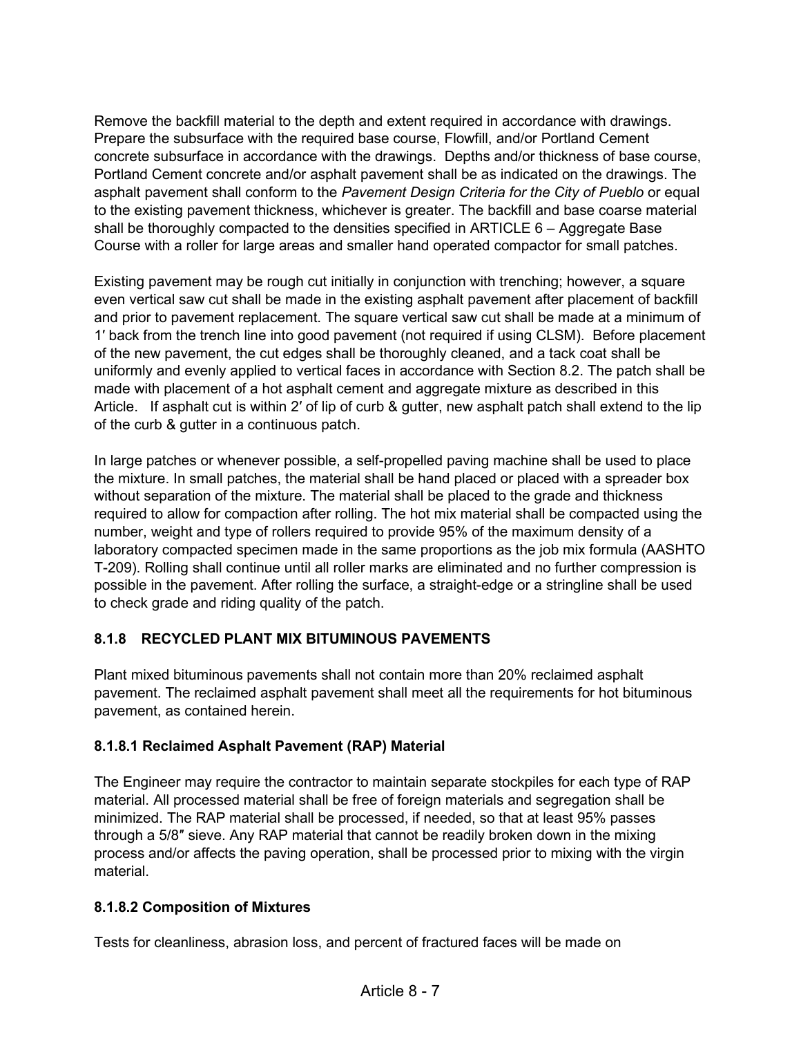Remove the backfill material to the depth and extent required in accordance with drawings. Prepare the subsurface with the required base course, Flowfill, and/or Portland Cement concrete subsurface in accordance with the drawings. Depths and/or thickness of base course, Portland Cement concrete and/or asphalt pavement shall be as indicated on the drawings. The asphalt pavement shall conform to the *Pavement Design Criteria for the City of Pueblo* or equal to the existing pavement thickness, whichever is greater. The backfill and base coarse material shall be thoroughly compacted to the densities specified in ARTICLE 6 – Aggregate Base Course with a roller for large areas and smaller hand operated compactor for small patches.

Existing pavement may be rough cut initially in conjunction with trenching; however, a square even vertical saw cut shall be made in the existing asphalt pavement after placement of backfill and prior to pavement replacement. The square vertical saw cut shall be made at a minimum of 1′ back from the trench line into good pavement (not required if using CLSM). Before placement of the new pavement, the cut edges shall be thoroughly cleaned, and a tack coat shall be uniformly and evenly applied to vertical faces in accordance with Section 8.2. The patch shall be made with placement of a hot asphalt cement and aggregate mixture as described in this Article. If asphalt cut is within 2′ of lip of curb & gutter, new asphalt patch shall extend to the lip of the curb & gutter in a continuous patch.

In large patches or whenever possible, a self-propelled paving machine shall be used to place the mixture. In small patches, the material shall be hand placed or placed with a spreader box without separation of the mixture. The material shall be placed to the grade and thickness required to allow for compaction after rolling. The hot mix material shall be compacted using the number, weight and type of rollers required to provide 95% of the maximum density of a laboratory compacted specimen made in the same proportions as the job mix formula (AASHTO T-209). Rolling shall continue until all roller marks are eliminated and no further compression is possible in the pavement. After rolling the surface, a straight-edge or a stringline shall be used to check grade and riding quality of the patch.

### 8.1.8 RECYCLED PLANT MIX BITUMINOUS PAVEMENTS

Plant mixed bituminous pavements shall not contain more than 20% reclaimed asphalt pavement. The reclaimed asphalt pavement shall meet all the requirements for hot bituminous pavement, as contained herein.

#### 8.1.8.1 Reclaimed Asphalt Pavement (RAP) Material

The Engineer may require the contractor to maintain separate stockpiles for each type of RAP material. All processed material shall be free of foreign materials and segregation shall be minimized. The RAP material shall be processed, if needed, so that at least 95% passes through a 5/8″ sieve. Any RAP material that cannot be readily broken down in the mixing process and/or affects the paving operation, shall be processed prior to mixing with the virgin material.

#### 8.1.8.2 Composition of Mixtures

Tests for cleanliness, abrasion loss, and percent of fractured faces will be made on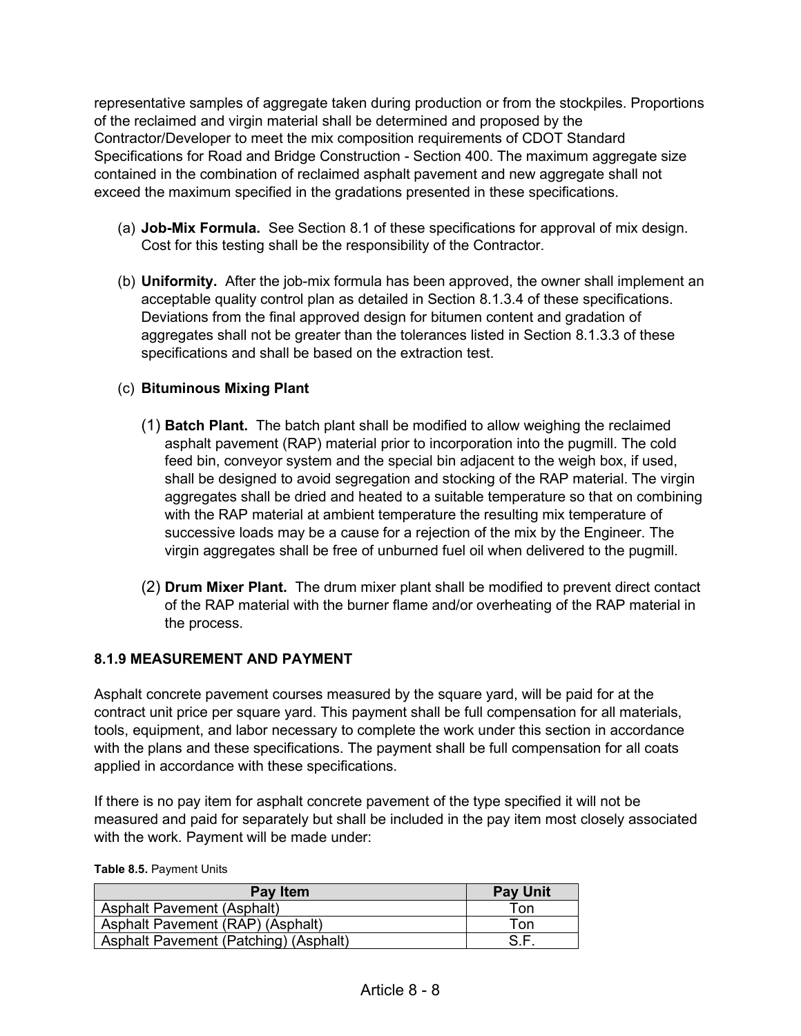representative samples of aggregate taken during production or from the stockpiles. Proportions of the reclaimed and virgin material shall be determined and proposed by the Contractor/Developer to meet the mix composition requirements of CDOT Standard Specifications for Road and Bridge Construction - Section 400. The maximum aggregate size contained in the combination of reclaimed asphalt pavement and new aggregate shall not exceed the maximum specified in the gradations presented in these specifications.

(a) **Job-Mix Formula.** See Section 8.1 of these specifications for approval of mix design. Cost for this testing shall be the responsibility of the Contractor.

(b) **Uniformity.** After the job-mix formula has been approved, the owner shall implement an acceptable quality control plan as detailed in Section 8.1.3.4 of these specifications. Deviations from the final approved design for bitumen content and gradation of aggregates shall not be greater than the tolerances listed in Section 8.1.3.3 of these specifications and shall be based on the extraction test.

(c) **Bituminous Mixing Plant**

(1) **Batch Plant.** The batch plant shall be modified to allow weighing the reclaimed asphalt pavement (RAP) material prior to incorporation into the pugmill. The cold feed bin, conveyor system and the special bin adjacent to the weigh box, if used, shall be designed to avoid segregation and stocking of the RAP material. The virgin aggregates shall be dried and heated to a suitable temperature so that on combining with the RAP material at ambient temperature the resulting mix temperature of successive loads may be a cause for a rejection of the mix by the Engineer. The virgin aggregates shall be free of unburned fuel oil when delivered to the pugmill.

(2) **Drum Mixer Plant.** The drum mixer plant shall be modified to prevent direct contact of the RAP material with the burner flame and/or overheating of the RAP material in the process.

### 8.1.9 MEASUREMENT AND PAYMENT

Asphalt concrete pavement courses measured by the square yard, will be paid for at the contract unit price per square yard. This payment shall be full compensation for all materials, tools, equipment, and labor necessary to complete the work under this section in accordance with the plans and these specifications. The payment shall be full compensation for all coats applied in accordance with these specifications.

If there is no pay item for asphalt concrete pavement of the type specified it will not be measured and paid for separately but shall be included in the pay item most closely associated with the work. Payment will be made under:

**Table 8.5.** Payment Units

| Pay Item | Pay Unit |
|---|---|
| Asphalt Pavement (Asphalt) | Ton |
| Asphalt Pavement (RAP) (Asphalt) | Ton |
| Asphalt Pavement (Patching) (Asphalt) | S.F. |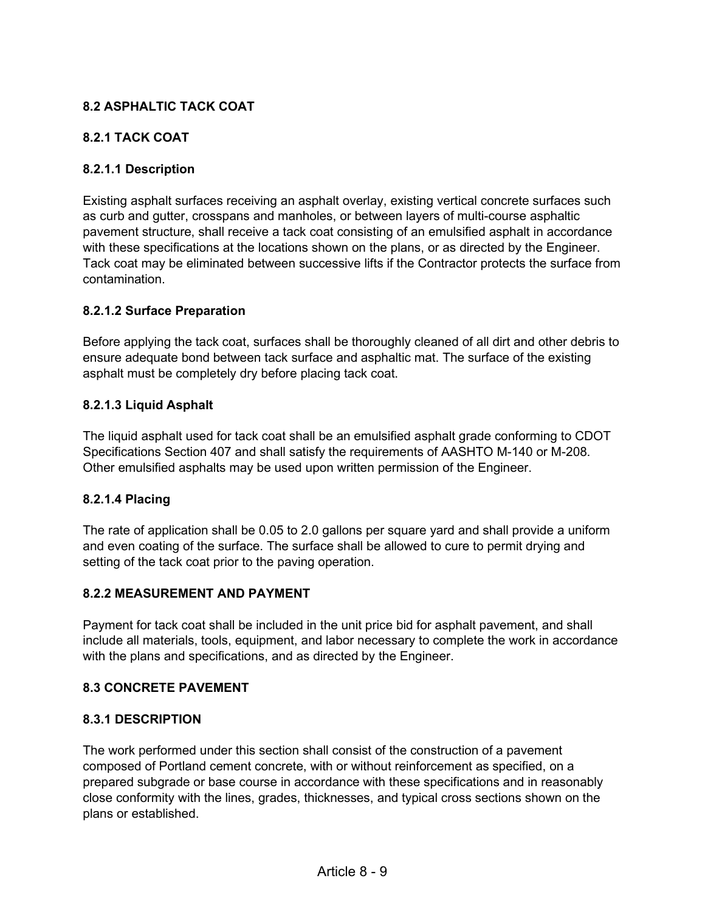## 8.2 ASPHALTIC TACK COAT

### 8.2.1 TACK COAT

#### 8.2.1.1 Description

Existing asphalt surfaces receiving an asphalt overlay, existing vertical concrete surfaces such as curb and gutter, crosspans and manholes, or between layers of multi-course asphaltic pavement structure, shall receive a tack coat consisting of an emulsified asphalt in accordance with these specifications at the locations shown on the plans, or as directed by the Engineer. Tack coat may be eliminated between successive lifts if the Contractor protects the surface from contamination.

#### 8.2.1.2 Surface Preparation

Before applying the tack coat, surfaces shall be thoroughly cleaned of all dirt and other debris to ensure adequate bond between tack surface and asphaltic mat. The surface of the existing asphalt must be completely dry before placing tack coat.

#### 8.2.1.3 Liquid Asphalt

The liquid asphalt used for tack coat shall be an emulsified asphalt grade conforming to CDOT Specifications Section 407 and shall satisfy the requirements of AASHTO M-140 or M-208. Other emulsified asphalts may be used upon written permission of the Engineer.

#### 8.2.1.4 Placing

The rate of application shall be 0.05 to 2.0 gallons per square yard and shall provide a uniform and even coating of the surface. The surface shall be allowed to cure to permit drying and setting of the tack coat prior to the paving operation.

### 8.2.2 MEASUREMENT AND PAYMENT

Payment for tack coat shall be included in the unit price bid for asphalt pavement, and shall include all materials, tools, equipment, and labor necessary to complete the work in accordance with the plans and specifications, and as directed by the Engineer.

## 8.3 CONCRETE PAVEMENT

### 8.3.1 DESCRIPTION

The work performed under this section shall consist of the construction of a pavement composed of Portland cement concrete, with or without reinforcement as specified, on a prepared subgrade or base course in accordance with these specifications and in reasonably close conformity with the lines, grades, thicknesses, and typical cross sections shown on the plans or established.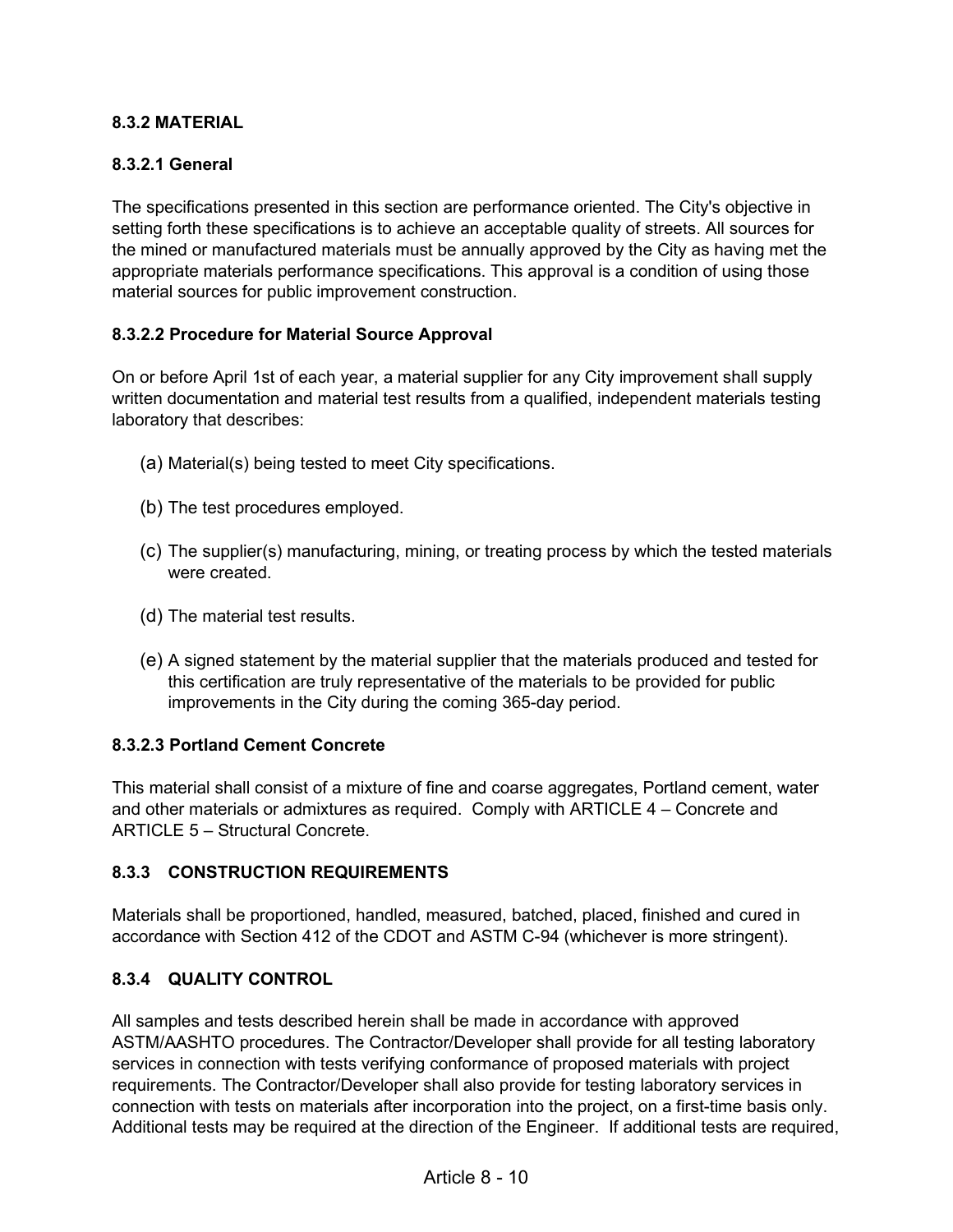### 8.3.2 MATERIAL

#### 8.3.2.1 General

The specifications presented in this section are performance oriented. The City's objective in setting forth these specifications is to achieve an acceptable quality of streets. All sources for the mined or manufactured materials must be annually approved by the City as having met the appropriate materials performance specifications. This approval is a condition of using those material sources for public improvement construction.

#### 8.3.2.2 Procedure for Material Source Approval

On or before April 1st of each year, a material supplier for any City improvement shall supply written documentation and material test results from a qualified, independent materials testing laboratory that describes:

(a) Material(s) being tested to meet City specifications.

(b) The test procedures employed.

(c) The supplier(s) manufacturing, mining, or treating process by which the tested materials were created.

(d) The material test results.

(e) A signed statement by the material supplier that the materials produced and tested for this certification are truly representative of the materials to be provided for public improvements in the City during the coming 365-day period.

#### 8.3.2.3 Portland Cement Concrete

This material shall consist of a mixture of fine and coarse aggregates, Portland cement, water and other materials or admixtures as required. Comply with ARTICLE 4 – Concrete and ARTICLE 5 – Structural Concrete.

### 8.3.3 CONSTRUCTION REQUIREMENTS

Materials shall be proportioned, handled, measured, batched, placed, finished and cured in accordance with Section 412 of the CDOT and ASTM C-94 (whichever is more stringent).

### 8.3.4 QUALITY CONTROL

All samples and tests described herein shall be made in accordance with approved ASTM/AASHTO procedures. The Contractor/Developer shall provide for all testing laboratory services in connection with tests verifying conformance of proposed materials with project requirements. The Contractor/Developer shall also provide for testing laboratory services in connection with tests on materials after incorporation into the project, on a first-time basis only. Additional tests may be required at the direction of the Engineer. If additional tests are required,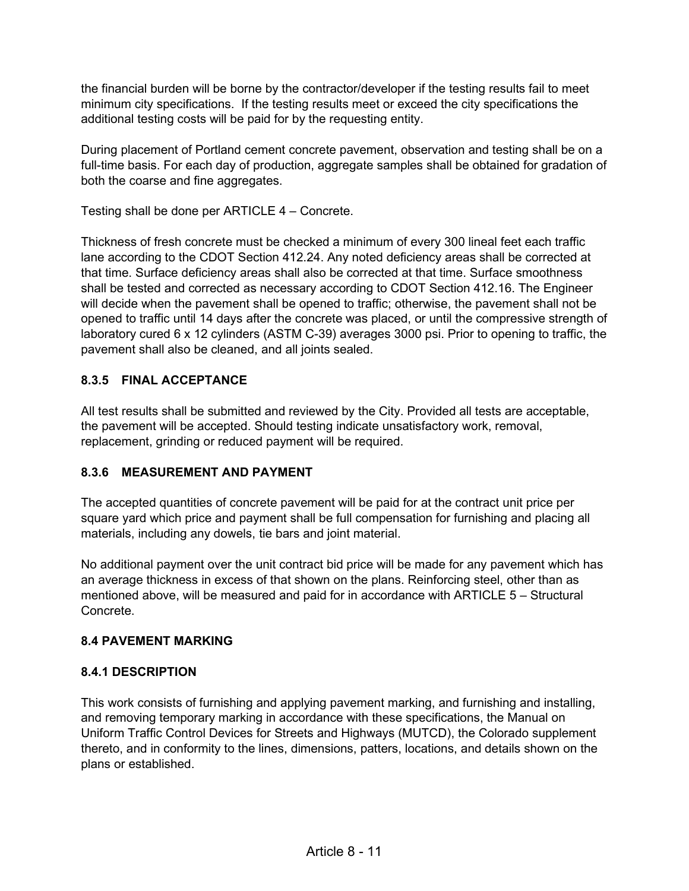the financial burden will be borne by the contractor/developer if the testing results fail to meet minimum city specifications. If the testing results meet or exceed the city specifications the additional testing costs will be paid for by the requesting entity.

During placement of Portland cement concrete pavement, observation and testing shall be on a full-time basis. For each day of production, aggregate samples shall be obtained for gradation of both the coarse and fine aggregates.

Testing shall be done per ARTICLE 4 – Concrete.

Thickness of fresh concrete must be checked a minimum of every 300 lineal feet each traffic lane according to the CDOT Section 412.24. Any noted deficiency areas shall be corrected at that time. Surface deficiency areas shall also be corrected at that time. Surface smoothness shall be tested and corrected as necessary according to CDOT Section 412.16. The Engineer will decide when the pavement shall be opened to traffic; otherwise, the pavement shall not be opened to traffic until 14 days after the concrete was placed, or until the compressive strength of laboratory cured 6 x 12 cylinders (ASTM C-39) averages 3000 psi. Prior to opening to traffic, the pavement shall also be cleaned, and all joints sealed.

### 8.3.5 FINAL ACCEPTANCE

All test results shall be submitted and reviewed by the City. Provided all tests are acceptable, the pavement will be accepted. Should testing indicate unsatisfactory work, removal, replacement, grinding or reduced payment will be required.

### 8.3.6 MEASUREMENT AND PAYMENT

The accepted quantities of concrete pavement will be paid for at the contract unit price per square yard which price and payment shall be full compensation for furnishing and placing all materials, including any dowels, tie bars and joint material.

No additional payment over the unit contract bid price will be made for any pavement which has an average thickness in excess of that shown on the plans. Reinforcing steel, other than as mentioned above, will be measured and paid for in accordance with ARTICLE 5 – Structural Concrete.

## 8.4 PAVEMENT MARKING

### 8.4.1 DESCRIPTION

This work consists of furnishing and applying pavement marking, and furnishing and installing, and removing temporary marking in accordance with these specifications, the Manual on Uniform Traffic Control Devices for Streets and Highways (MUTCD), the Colorado supplement thereto, and in conformity to the lines, dimensions, patters, locations, and details shown on the plans or established.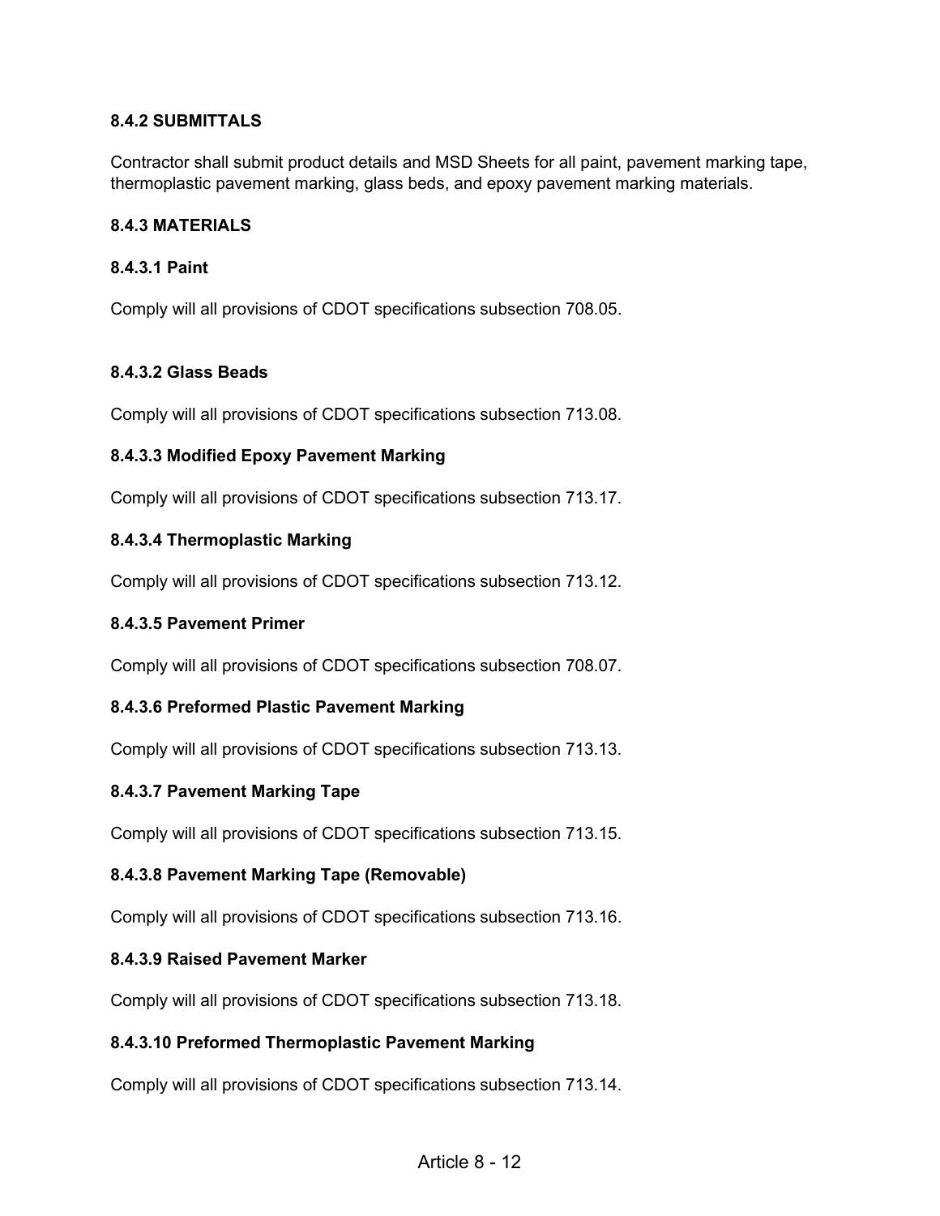### 8.4.2 SUBMITTALS

Contractor shall submit product details and MSD Sheets for all paint, pavement marking tape, thermoplastic pavement marking, glass beds, and epoxy pavement marking materials.

### 8.4.3 MATERIALS

#### 8.4.3.1 Paint

Comply will all provisions of CDOT specifications subsection 708.05.

#### 8.4.3.2 Glass Beads

Comply will all provisions of CDOT specifications subsection 713.08.

#### 8.4.3.3 Modified Epoxy Pavement Marking

Comply will all provisions of CDOT specifications subsection 713.17.

#### 8.4.3.4 Thermoplastic Marking

Comply will all provisions of CDOT specifications subsection 713.12.

#### 8.4.3.5 Pavement Primer

Comply will all provisions of CDOT specifications subsection 708.07.

#### 8.4.3.6 Preformed Plastic Pavement Marking

Comply will all provisions of CDOT specifications subsection 713.13.

#### 8.4.3.7 Pavement Marking Tape

Comply will all provisions of CDOT specifications subsection 713.15.

#### 8.4.3.8 Pavement Marking Tape (Removable)

Comply will all provisions of CDOT specifications subsection 713.16.

#### 8.4.3.9 Raised Pavement Marker

Comply will all provisions of CDOT specifications subsection 713.18.

#### 8.4.3.10 Preformed Thermoplastic Pavement Marking

Comply will all provisions of CDOT specifications subsection 713.14.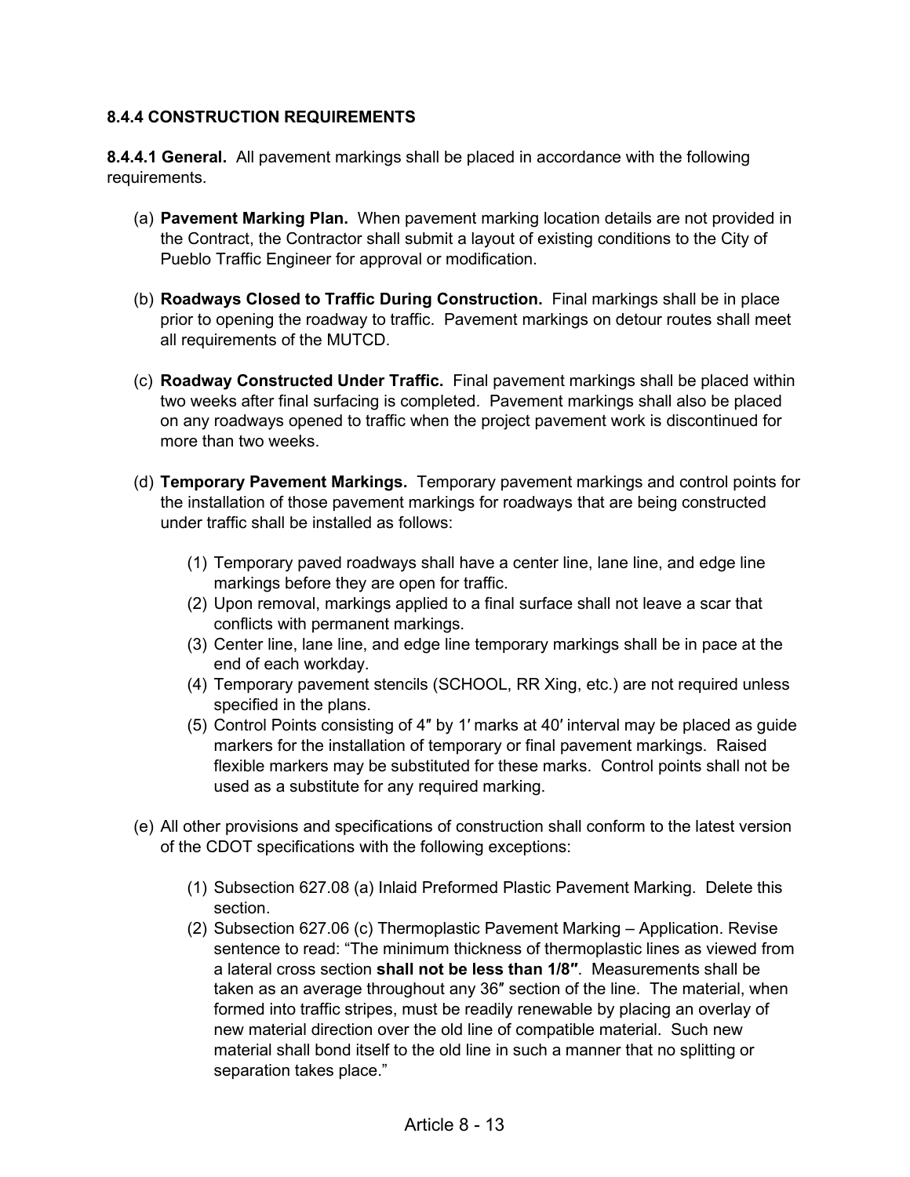### 8.4.4 CONSTRUCTION REQUIREMENTS

**8.4.4.1 General.** All pavement markings shall be placed in accordance with the following requirements.

(a) **Pavement Marking Plan.** When pavement marking location details are not provided in the Contract, the Contractor shall submit a layout of existing conditions to the City of Pueblo Traffic Engineer for approval or modification.

(b) **Roadways Closed to Traffic During Construction.** Final markings shall be in place prior to opening the roadway to traffic. Pavement markings on detour routes shall meet all requirements of the MUTCD.

(c) **Roadway Constructed Under Traffic.** Final pavement markings shall be placed within two weeks after final surfacing is completed. Pavement markings shall also be placed on any roadways opened to traffic when the project pavement work is discontinued for more than two weeks.

(d) **Temporary Pavement Markings.** Temporary pavement markings and control points for the installation of those pavement markings for roadways that are being constructed under traffic shall be installed as follows:

  (1) Temporary paved roadways shall have a center line, lane line, and edge line markings before they are open for traffic.
  (2) Upon removal, markings applied to a final surface shall not leave a scar that conflicts with permanent markings.
  (3) Center line, lane line, and edge line temporary markings shall be in pace at the end of each workday.
  (4) Temporary pavement stencils (SCHOOL, RR Xing, etc.) are not required unless specified in the plans.
  (5) Control Points consisting of 4″ by 1′ marks at 40′ interval may be placed as guide markers for the installation of temporary or final pavement markings. Raised flexible markers may be substituted for these marks. Control points shall not be used as a substitute for any required marking.

(e) All other provisions and specifications of construction shall conform to the latest version of the CDOT specifications with the following exceptions:

  (1) Subsection 627.08 (a) Inlaid Preformed Plastic Pavement Marking. Delete this section.
  (2) Subsection 627.06 (c) Thermoplastic Pavement Marking – Application. Revise sentence to read: "The minimum thickness of thermoplastic lines as viewed from a lateral cross section **shall not be less than 1/8″**. Measurements shall be taken as an average throughout any 36″ section of the line. The material, when formed into traffic stripes, must be readily renewable by placing an overlay of new material direction over the old line of compatible material. Such new material shall bond itself to the old line in such a manner that no splitting or separation takes place."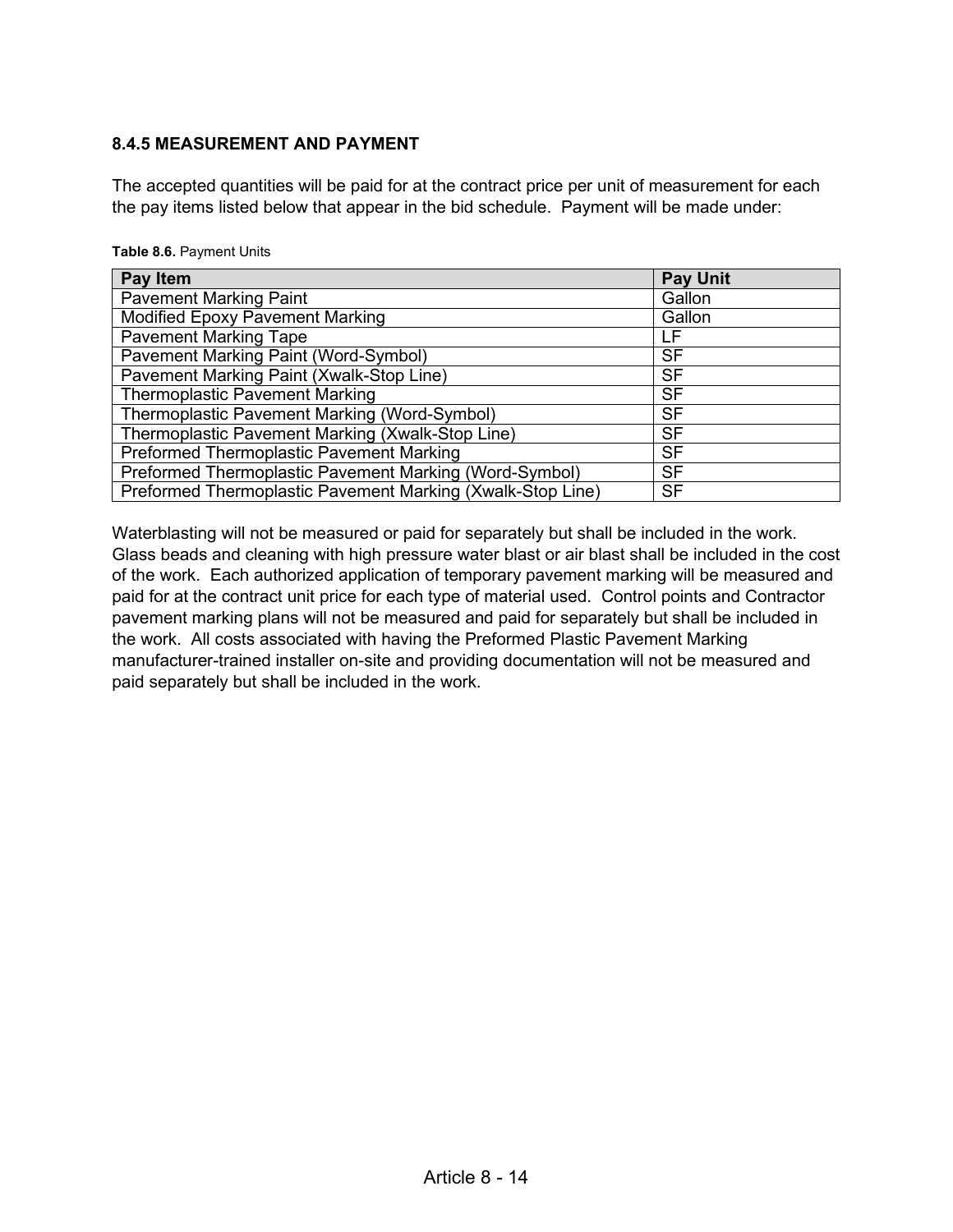### 8.4.5 MEASUREMENT AND PAYMENT

The accepted quantities will be paid for at the contract price per unit of measurement for each the pay items listed below that appear in the bid schedule. Payment will be made under:

**Table 8.6.** Payment Units

| Pay Item | Pay Unit |
|---|---|
| Pavement Marking Paint | Gallon |
| Modified Epoxy Pavement Marking | Gallon |
| Pavement Marking Tape | LF |
| Pavement Marking Paint (Word-Symbol) | SF |
| Pavement Marking Paint (Xwalk-Stop Line) | SF |
| Thermoplastic Pavement Marking | SF |
| Thermoplastic Pavement Marking (Word-Symbol) | SF |
| Thermoplastic Pavement Marking (Xwalk-Stop Line) | SF |
| Preformed Thermoplastic Pavement Marking | SF |
| Preformed Thermoplastic Pavement Marking (Word-Symbol) | SF |
| Preformed Thermoplastic Pavement Marking (Xwalk-Stop Line) | SF |

Waterblasting will not be measured or paid for separately but shall be included in the work. Glass beads and cleaning with high pressure water blast or air blast shall be included in the cost of the work. Each authorized application of temporary pavement marking will be measured and paid for at the contract unit price for each type of material used. Control points and Contractor pavement marking plans will not be measured and paid for separately but shall be included in the work. All costs associated with having the Preformed Plastic Pavement Marking manufacturer-trained installer on-site and providing documentation will not be measured and paid separately but shall be included in the work.